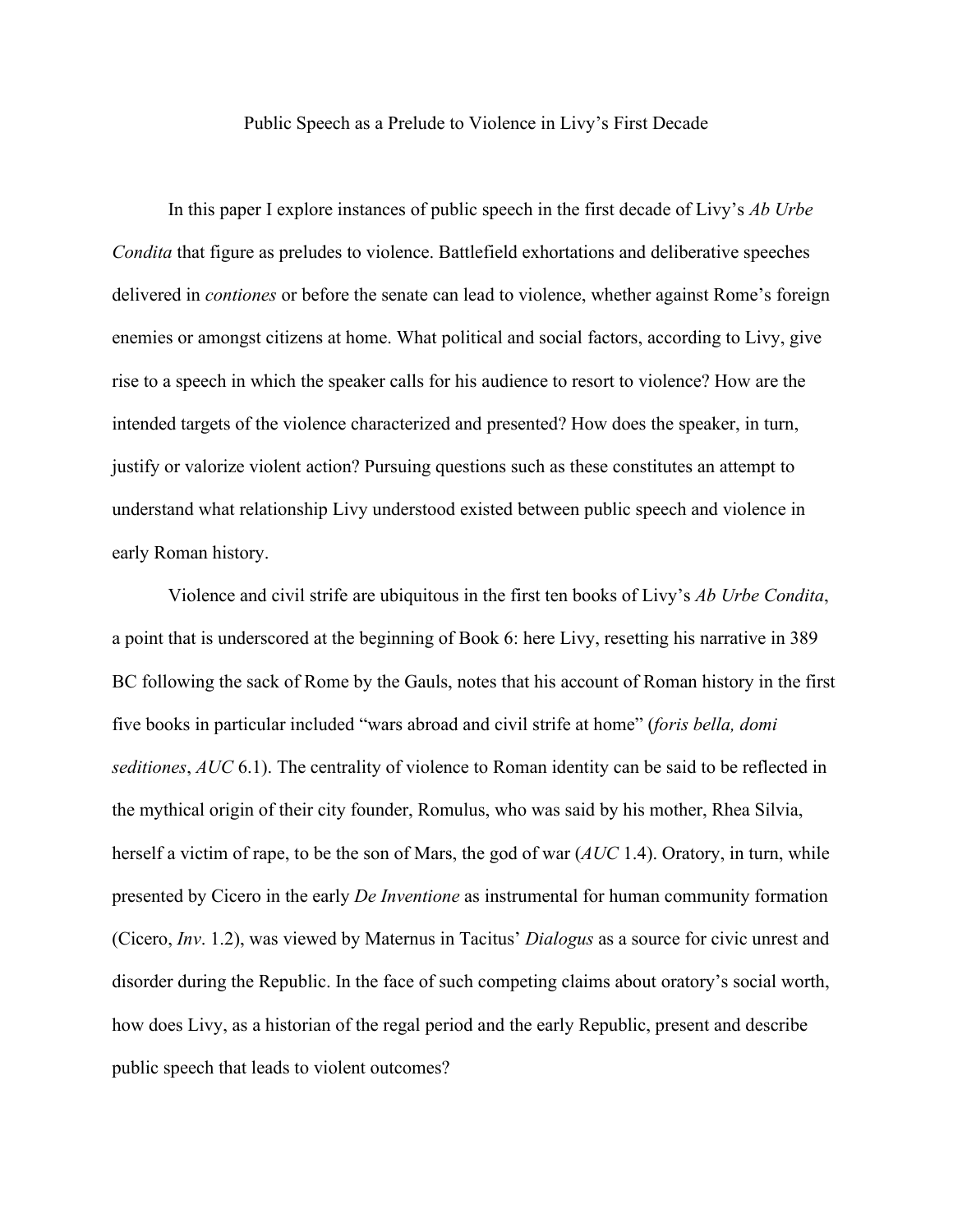# Public Speech as a Prelude to Violence in Livy's First Decade

In this paper I explore instances of public speech in the first decade of Livy's *Ab Urbe Condita* that figure as preludes to violence. Battlefield exhortations and deliberative speeches delivered in *contiones* or before the senate can lead to violence, whether against Rome's foreign enemies or amongst citizens at home. What political and social factors, according to Livy, give rise to a speech in which the speaker calls for his audience to resort to violence? How are the intended targets of the violence characterized and presented? How does the speaker, in turn, justify or valorize violent action? Pursuing questions such as these constitutes an attempt to understand what relationship Livy understood existed between public speech and violence in early Roman history.

Violence and civil strife are ubiquitous in the first ten books of Livy's *Ab Urbe Condita*, a point that is underscored at the beginning of Book 6: here Livy, resetting his narrative in 389 BC following the sack of Rome by the Gauls, notes that his account of Roman history in the first five books in particular included "wars abroad and civil strife at home" (*foris bella, domi seditiones*, *AUC* 6.1). The centrality of violence to Roman identity can be said to be reflected in the mythical origin of their city founder, Romulus, who was said by his mother, Rhea Silvia, herself a victim of rape, to be the son of Mars, the god of war (*AUC* 1.4). Oratory, in turn, while presented by Cicero in the early *De Inventione* as instrumental for human community formation (Cicero, *Inv*. 1.2), was viewed by Maternus in Tacitus' *Dialogus* as a source for civic unrest and disorder during the Republic. In the face of such competing claims about oratory's social worth, how does Livy, as a historian of the regal period and the early Republic, present and describe public speech that leads to violent outcomes?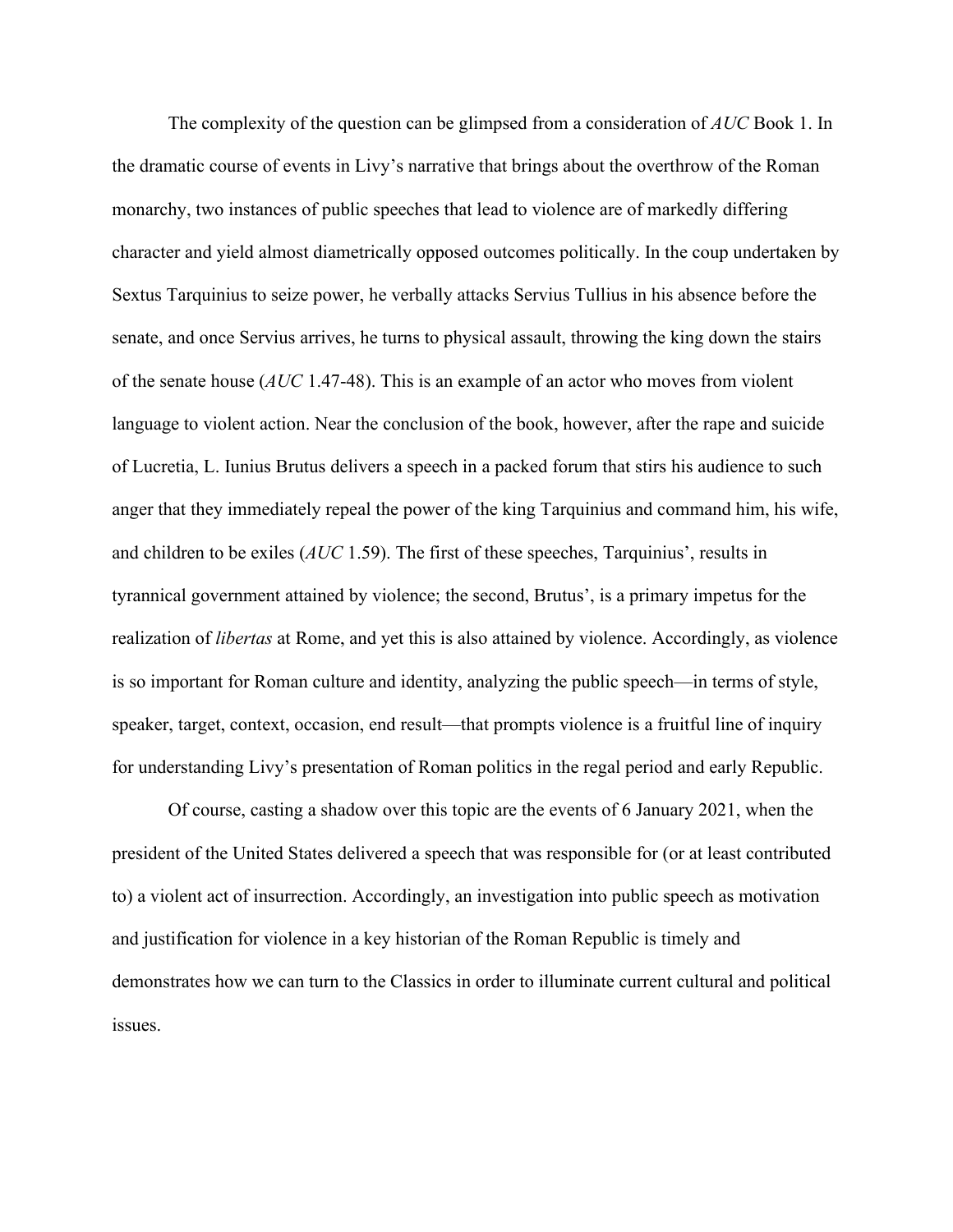The complexity of the question can be glimpsed from a consideration of *AUC* Book 1. In the dramatic course of events in Livy's narrative that brings about the overthrow of the Roman monarchy, two instances of public speeches that lead to violence are of markedly differing character and yield almost diametrically opposed outcomes politically. In the coup undertaken by Sextus Tarquinius to seize power, he verbally attacks Servius Tullius in his absence before the senate, and once Servius arrives, he turns to physical assault, throwing the king down the stairs of the senate house (*AUC* 1.47-48). This is an example of an actor who moves from violent language to violent action. Near the conclusion of the book, however, after the rape and suicide of Lucretia, L. Iunius Brutus delivers a speech in a packed forum that stirs his audience to such anger that they immediately repeal the power of the king Tarquinius and command him, his wife, and children to be exiles (*AUC* 1.59). The first of these speeches, Tarquinius', results in tyrannical government attained by violence; the second, Brutus', is a primary impetus for the realization of *libertas* at Rome, and yet this is also attained by violence. Accordingly, as violence is so important for Roman culture and identity, analyzing the public speech—in terms of style, speaker, target, context, occasion, end result—that prompts violence is a fruitful line of inquiry for understanding Livy's presentation of Roman politics in the regal period and early Republic.

Of course, casting a shadow over this topic are the events of 6 January 2021, when the president of the United States delivered a speech that was responsible for (or at least contributed to) a violent act of insurrection. Accordingly, an investigation into public speech as motivation and justification for violence in a key historian of the Roman Republic is timely and demonstrates how we can turn to the Classics in order to illuminate current cultural and political issues.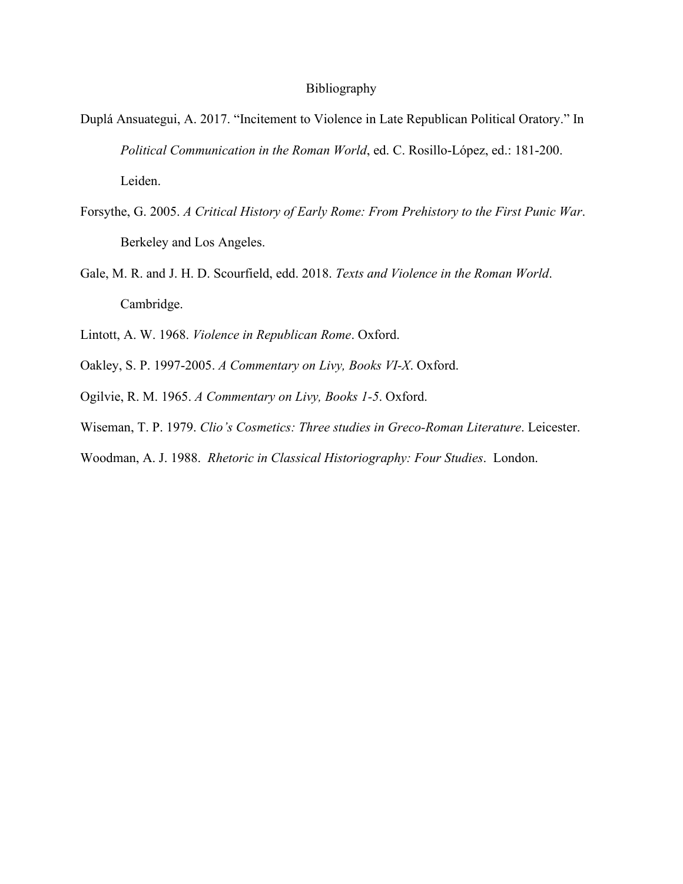# Bibliography

Duplá Ansuategui, A. 2017. "Incitement to Violence in Late Republican Political Oratory." In *Political Communication in the Roman World*, ed. C. Rosillo-López, ed.: 181-200. Leiden.

Forsythe, G. 2005. *A Critical History of Early Rome: From Prehistory to the First Punic War*. Berkeley and Los Angeles.

Gale, M. R. and J. H. D. Scourfield, edd. 2018. *Texts and Violence in the Roman World*. Cambridge.

Lintott, A. W. 1968. *Violence in Republican Rome*. Oxford.

Oakley, S. P. 1997-2005. *A Commentary on Livy, Books VI-X*. Oxford.

Ogilvie, R. M. 1965. *A Commentary on Livy, Books 1-5*. Oxford.

Wiseman, T. P. 1979. *Clio's Cosmetics: Three studies in Greco-Roman Literature*. Leicester.

Woodman, A. J. 1988. *Rhetoric in Classical Historiography: Four Studies*. London.